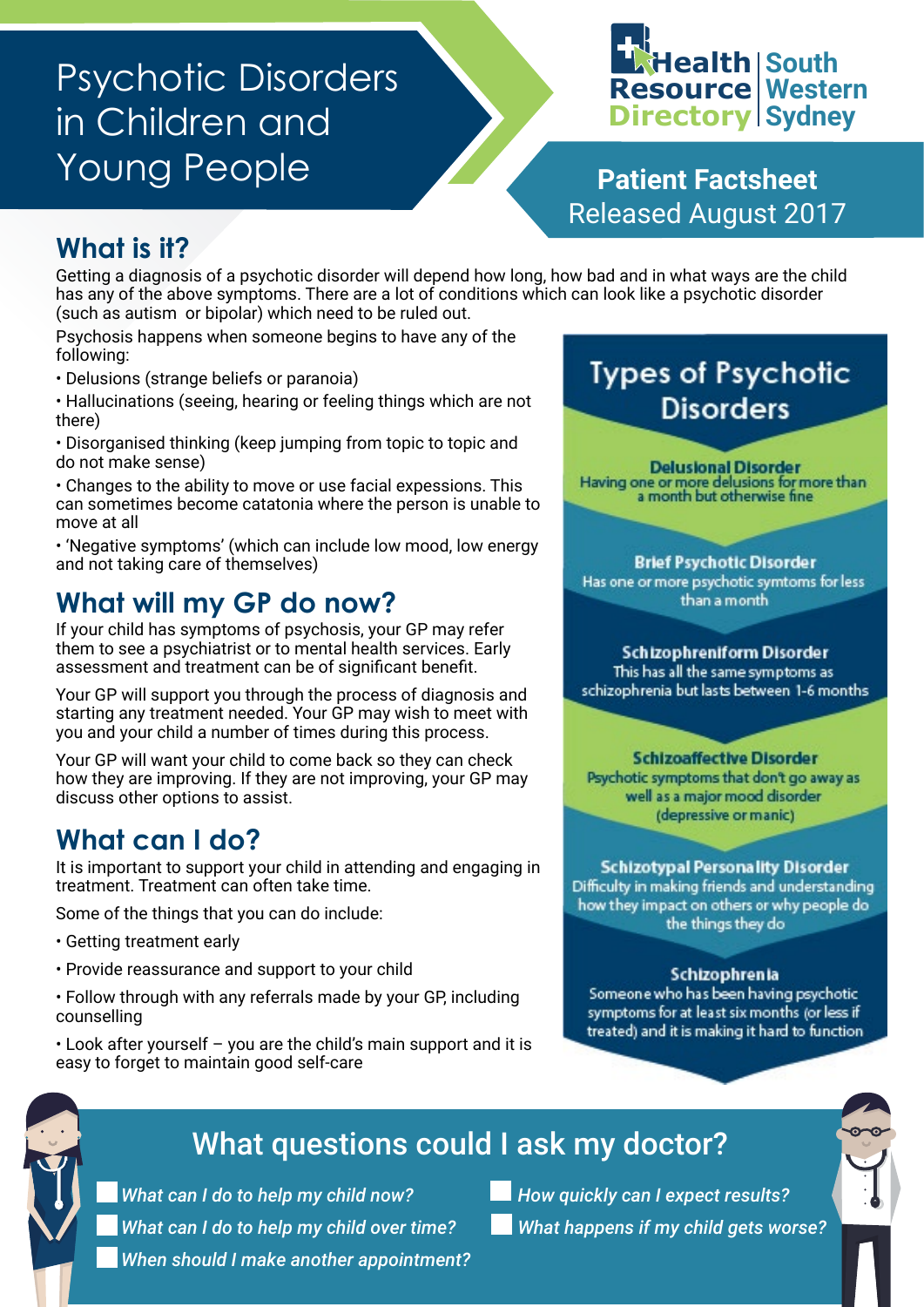# Psychotic Disorders in Children and Young People

Health Resource Directory | South Western Sydney

**Patient Factsheet**
Released August 2017

## What is it?

Getting a diagnosis of a psychotic disorder will depend how long, how bad and in what ways are the child has any of the above symptoms. There are a lot of conditions which can look like a psychotic disorder (such as autism or bipolar) which need to be ruled out.

Psychosis happens when someone begins to have any of the following:

- Delusions (strange beliefs or paranoia)
- Hallucinations (seeing, hearing or feeling things which are not there)
- Disorganised thinking (keep jumping from topic to topic and do not make sense)
- Changes to the ability to move or use facial expessions. This can sometimes become catatonia where the person is unable to move at all
- 'Negative symptoms' (which can include low mood, low energy and not taking care of themselves)

## What will my GP do now?

If your child has symptoms of psychosis, your GP may refer them to see a psychiatrist or to mental health services. Early assessment and treatment can be of significant benefit.

Your GP will support you through the process of diagnosis and starting any treatment needed. Your GP may wish to meet with you and your child a number of times during this process.

Your GP will want your child to come back so they can check how they are improving. If they are not improving, your GP may discuss other options to assist.

## What can I do?

It is important to support your child in attending and engaging in treatment. Treatment can often take time.

Some of the things that you can do include:

- Getting treatment early
- Provide reassurance and support to your child
- Follow through with any referrals made by your GP, including counselling
- Look after yourself – you are the child's main support and it is easy to forget to maintain good self-care

## Types of Psychotic Disorders

**Delusional Disorder**
Having one or more delusions for more than a month but otherwise fine

**Brief Psychotic Disorder**
Has one or more psychotic symtoms for less than a month

**Schizophreniform Disorder**
This has all the same symptoms as schizophrenia but lasts between 1-6 months

**Schizoaffective Disorder**
Psychotic symptoms that don't go away as well as a major mood disorder (depressive or manic)

**Schizotypal Personality Disorder**
Difficulty in making friends and understanding how they impact on others or why people do the things they do

**Schizophrenia**
Someone who has been having psychotic symptoms for at least six months (or less if treated) and it is making it hard to function

## What questions could I ask my doctor?

- *What can I do to help my child now?*
- *What can I do to help my child over time?*
- *When should I make another appointment?*
- *How quickly can I expect results?*
- *What happens if my child gets worse?*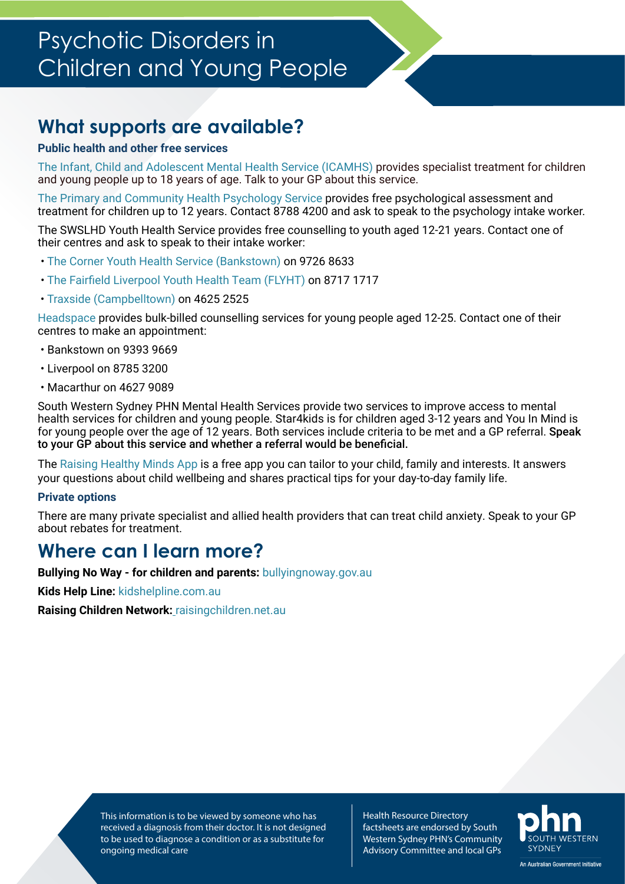# Psychotic Disorders in Children and Young People

## What supports are available?

### Public health and other free services

The Infant, Child and Adolescent Mental Health Service (ICAMHS) provides specialist treatment for children and young people up to 18 years of age. Talk to your GP about this service.

The Primary and Community Health Psychology Service provides free psychological assessment and treatment for children up to 12 years. Contact 8788 4200 and ask to speak to the psychology intake worker.

The SWSLHD Youth Health Service provides free counselling to youth aged 12-21 years. Contact one of their centres and ask to speak to their intake worker:

- The Corner Youth Health Service (Bankstown) on 9726 8633
- The Fairfield Liverpool Youth Health Team (FLYHT) on 8717 1717
- Traxside (Campbelltown) on 4625 2525

Headspace provides bulk-billed counselling services for young people aged 12-25. Contact one of their centres to make an appointment:

- Bankstown on 9393 9669
- Liverpool on 8785 3200
- Macarthur on 4627 9089

South Western Sydney PHN Mental Health Services provide two services to improve access to mental health services for children and young people. Star4kids is for children aged 3-12 years and You In Mind is for young people over the age of 12 years. Both services include criteria to be met and a GP referral. **Speak to your GP about this service and whether a referral would be beneficial.**

The Raising Healthy Minds App is a free app you can tailor to your child, family and interests. It answers your questions about child wellbeing and shares practical tips for your day-to-day family life.

### Private options

There are many private specialist and allied health providers that can treat child anxiety. Speak to your GP about rebates for treatment.

## Where can I learn more?

**Bullying No Way - for children and parents:** bullyingnoway.gov.au

**Kids Help Line:** kidshelpline.com.au

**Raising Children Network:** raisingchildren.net.au

This information is to be viewed by someone who has received a diagnosis from their doctor. It is not designed to be used to diagnose a condition or as a substitute for ongoing medical care

Health Resource Directory factsheets are endorsed by South Western Sydney PHN's Community Advisory Committee and local GPs

phn SOUTH WESTERN SYDNEY

An Australian Government Initiative